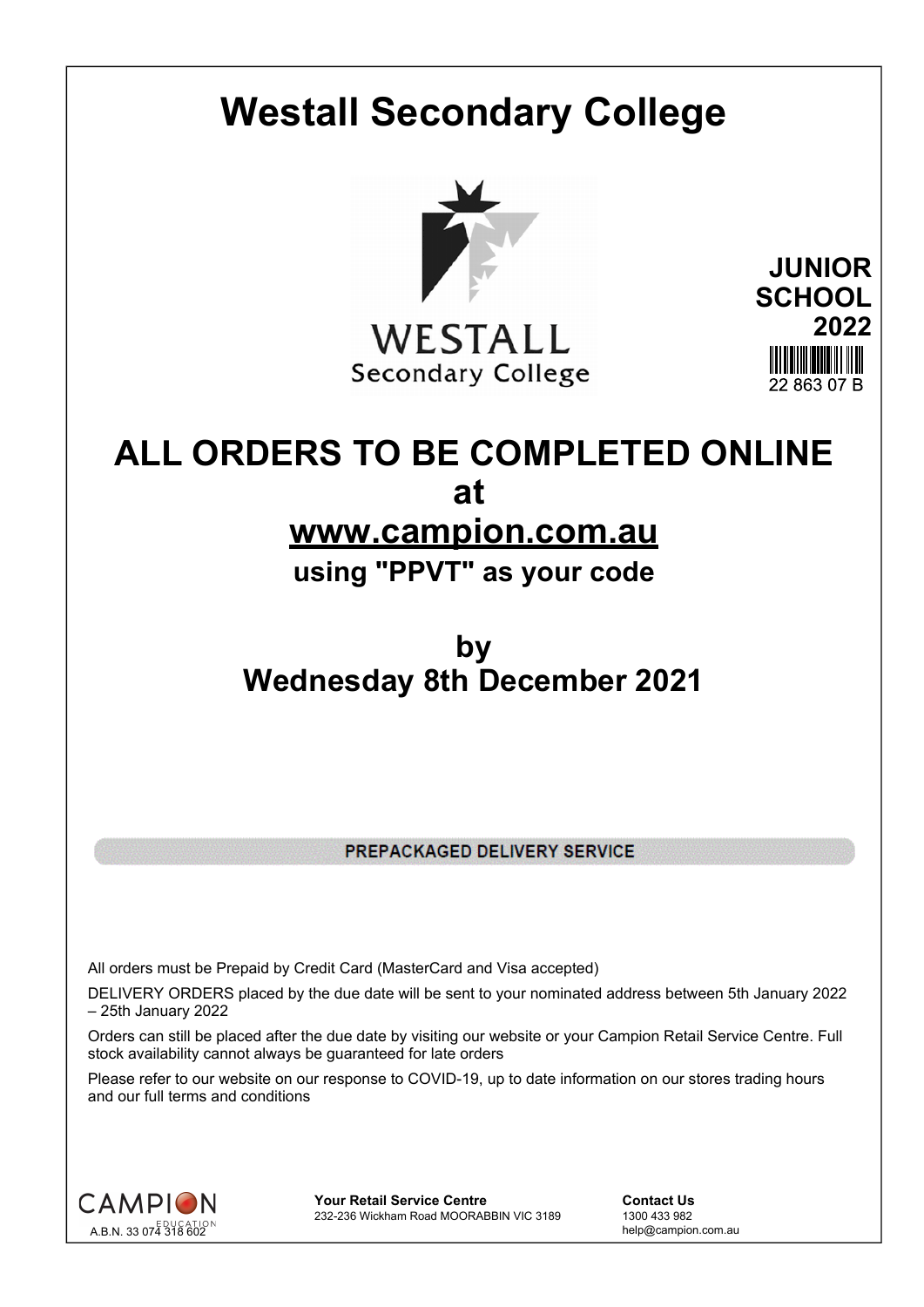# Westall Secondary College

WESTALL
Secondary College

**JUNIOR SCHOOL 2022**

22 863 07 B

## ALL ORDERS TO BE COMPLETED ONLINE

## at

## www.campion.com.au

### using "PPVT" as your code

## by

## Wednesday 8th December 2021

**PREPACKAGED DELIVERY SERVICE**

All orders must be Prepaid by Credit Card (MasterCard and Visa accepted)

DELIVERY ORDERS placed by the due date will be sent to your nominated address between 5th January 2022 – 25th January 2022

Orders can still be placed after the due date by visiting our website or your Campion Retail Service Centre. Full stock availability cannot always be guaranteed for late orders

Please refer to our website on our response to COVID-19, up to date information on our stores trading hours and our full terms and conditions

CAMPION EDUCATION
A.B.N. 33 074 318 602

**Your Retail Service Centre**
232-236 Wickham Road MOORABBIN VIC 3189

**Contact Us**
1300 433 982
help@campion.com.au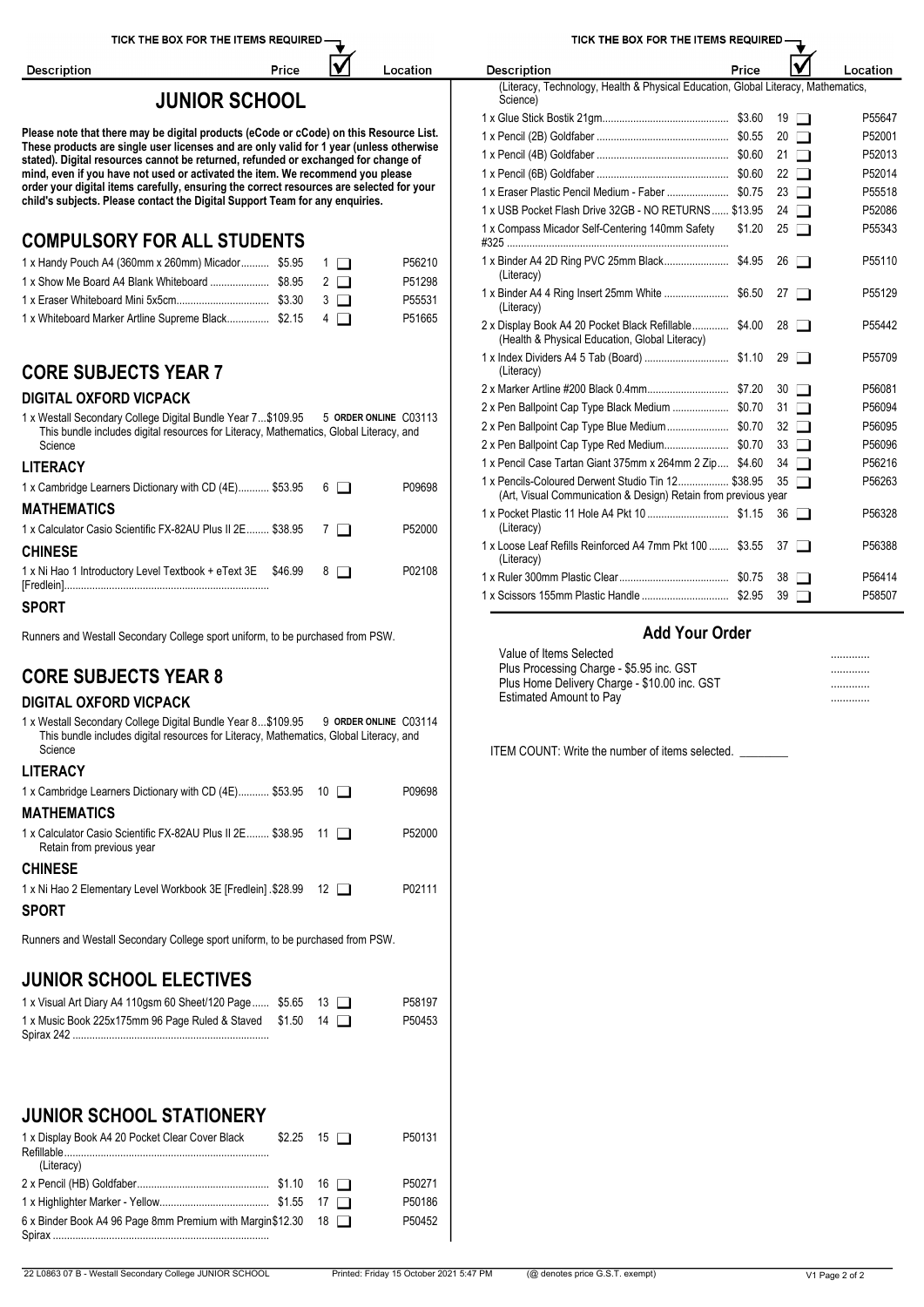TICK THE BOX FOR THE ITEMS REQUIRED

| Description | Price | ☑ | Location |
|---|---|---|---|

## JUNIOR SCHOOL

**Please note that there may be digital products (eCode or cCode) on this Resource List. These products are single user licenses and are only valid for 1 year (unless otherwise stated). Digital resources cannot be returned, refunded or exchanged for change of mind, even if you have not used or activated the item. We recommend you please order your digital items carefully, ensuring the correct resources are selected for your child's subjects. Please contact the Digital Support Team for any enquiries.**

## COMPULSORY FOR ALL STUDENTS

| Description | Price | ☑ | Location |
|---|---|---|---|
| 1 x Handy Pouch A4 (360mm x 260mm) Micador | $5.95 | 1 ❑ | P56210 |
| 1 x Show Me Board A4 Blank Whiteboard | $8.95 | 2 ❑ | P51298 |
| 1 x Eraser Whiteboard Mini 5x5cm | $3.30 | 3 ❑ | P55531 |
| 1 x Whiteboard Marker Artline Supreme Black | $2.15 | 4 ❑ | P51665 |

## CORE SUBJECTS YEAR 7

### DIGITAL OXFORD VICPACK

| Description | Price | ☑ | Location |
|---|---|---|---|
| 1 x Westall Secondary College Digital Bundle Year 7 <br> This bundle includes digital resources for Literacy, Mathematics, Global Literacy, and Science | $109.95 | 5 **ORDER ONLINE** | C03113 |

### LITERACY

| Description | Price | ☑ | Location |
|---|---|---|---|
| 1 x Cambridge Learners Dictionary with CD (4E) | $53.95 | 6 ❑ | P09698 |

### MATHEMATICS

| Description | Price | ☑ | Location |
|---|---|---|---|
| 1 x Calculator Casio Scientific FX-82AU Plus II 2E | $38.95 | 7 ❑ | P52000 |

### CHINESE

| Description | Price | ☑ | Location |
|---|---|---|---|
| 1 x Ni Hao 1 Introductory Level Textbook + eText 3E [Fredlein] | $46.99 | 8 ❑ | P02108 |

### SPORT

Runners and Westall Secondary College sport uniform, to be purchased from PSW.

## CORE SUBJECTS YEAR 8

### DIGITAL OXFORD VICPACK

| Description | Price | ☑ | Location |
|---|---|---|---|
| 1 x Westall Secondary College Digital Bundle Year 8 <br> This bundle includes digital resources for Literacy, Mathematics, Global Literacy, and Science | $109.95 | 9 **ORDER ONLINE** | C03114 |

### LITERACY

| Description | Price | ☑ | Location |
|---|---|---|---|
| 1 x Cambridge Learners Dictionary with CD (4E) | $53.95 | 10 ❑ | P09698 |

### MATHEMATICS

| Description | Price | ☑ | Location |
|---|---|---|---|
| 1 x Calculator Casio Scientific FX-82AU Plus II 2E <br> Retain from previous year | $38.95 | 11 ❑ | P52000 |

### CHINESE

| Description | Price | ☑ | Location |
|---|---|---|---|
| 1 x Ni Hao 2 Elementary Level Workbook 3E [Fredlein] | $28.99 | 12 ❑ | P02111 |

### SPORT

Runners and Westall Secondary College sport uniform, to be purchased from PSW.

## JUNIOR SCHOOL ELECTIVES

| Description | Price | ☑ | Location |
|---|---|---|---|
| 1 x Visual Art Diary A4 110gsm 60 Sheet/120 Page | $5.65 | 13 ❑ | P58197 |
| 1 x Music Book 225x175mm 96 Page Ruled & Staved Spirax 242 | $1.50 | 14 ❑ | P50453 |

## JUNIOR SCHOOL STATIONERY

| Description | Price | ☑ | Location |
|---|---|---|---|
| 1 x Display Book A4 20 Pocket Clear Cover Black Refillable <br> (Literacy) | $2.25 | 15 ❑ | P50131 |
| 2 x Pencil (HB) Goldfaber | $1.10 | 16 ❑ | P50271 |
| 1 x Highlighter Marker - Yellow | $1.55 | 17 ❑ | P50186 |
| 6 x Binder Book A4 96 Page 8mm Premium with Margin Spirax | $12.30 | 18 ❑ | P50452 |

(Literacy, Technology, Health & Physical Education, Global Literacy, Mathematics, Science)

| Description | Price | ☑ | Location |
|---|---|---|---|
| 1 x Glue Stick Bostik 21gm | $3.60 | 19 ❑ | P55647 |
| 1 x Pencil (2B) Goldfaber | $0.55 | 20 ❑ | P52001 |
| 1 x Pencil (4B) Goldfaber | $0.60 | 21 ❑ | P52013 |
| 1 x Pencil (6B) Goldfaber | $0.60 | 22 ❑ | P52014 |
| 1 x Eraser Plastic Pencil Medium - Faber | $0.75 | 23 ❑ | P55518 |
| 1 x USB Pocket Flash Drive 32GB - NO RETURNS | $13.95 | 24 ❑ | P52086 |
| 1 x Compass Micador Self-Centering 140mm Safety #325 | $1.20 | 25 ❑ | P55343 |
| 1 x Binder A4 2D Ring PVC 25mm Black <br> (Literacy) | $4.95 | 26 ❑ | P55110 |
| 1 x Binder A4 4 Ring Insert 25mm White <br> (Literacy) | $6.50 | 27 ❑ | P55129 |
| 2 x Display Book A4 20 Pocket Black Refillable <br> (Health & Physical Education, Global Literacy) | $4.00 | 28 ❑ | P55442 |
| 1 x Index Dividers A4 5 Tab (Board) <br> (Literacy) | $1.10 | 29 ❑ | P55709 |
| 2 x Marker Artline #200 Black 0.4mm | $7.20 | 30 ❑ | P56081 |
| 2 x Pen Ballpoint Cap Type Black Medium | $0.70 | 31 ❑ | P56094 |
| 2 x Pen Ballpoint Cap Type Blue Medium | $0.70 | 32 ❑ | P56095 |
| 2 x Pen Ballpoint Cap Type Red Medium | $0.70 | 33 ❑ | P56096 |
| 1 x Pencil Case Tartan Giant 375mm x 264mm 2 Zip | $4.60 | 34 ❑ | P56216 |
| 1 x Pencils-Coloured Derwent Studio Tin 12 <br> (Art, Visual Communication & Design) Retain from previous year | $38.95 | 35 ❑ | P56263 |
| 1 x Pocket Plastic 11 Hole A4 Pkt 10 <br> (Literacy) | $1.15 | 36 ❑ | P56328 |
| 1 x Loose Leaf Refills Reinforced A4 7mm Pkt 100 <br> (Literacy) | $3.55 | 37 ❑ | P56388 |
| 1 x Ruler 300mm Plastic Clear | $0.75 | 38 ❑ | P56414 |
| 1 x Scissors 155mm Plastic Handle | $2.95 | 39 ❑ | P58507 |

## Add Your Order

| | |
|---|---|
| Value of Items Selected | ............ |
| Plus Processing Charge - $5.95 inc. GST | ............ |
| Plus Home Delivery Charge - $10.00 inc. GST | ............ |
| Estimated Amount to Pay | ............ |

ITEM COUNT: Write the number of items selected. ________

22 L0863 07 B - Westall Secondary College JUNIOR SCHOOL | Printed: Friday 15 October 2021 5:47 PM | (@ denotes price G.S.T. exempt)